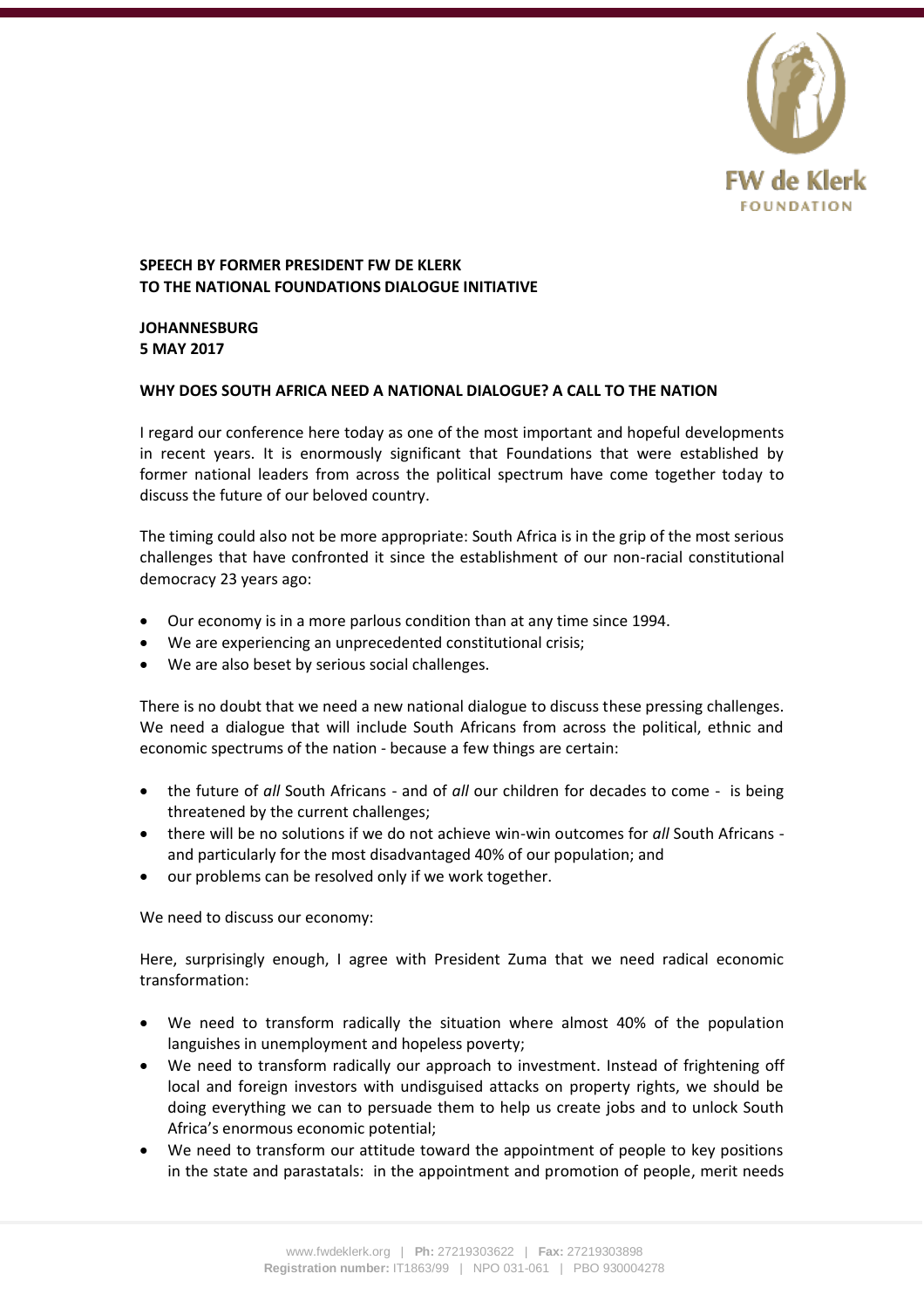**SPEECH BY FORMER PRESIDENT FW DE KLERK**
**TO THE NATIONAL FOUNDATIONS DIALOGUE INITIATIVE**

**JOHANNESBURG**
**5 MAY 2017**

**WHY DOES SOUTH AFRICA NEED A NATIONAL DIALOGUE? A CALL TO THE NATION**

I regard our conference here today as one of the most important and hopeful developments in recent years. It is enormously significant that Foundations that were established by former national leaders from across the political spectrum have come together today to discuss the future of our beloved country.

The timing could also not be more appropriate: South Africa is in the grip of the most serious challenges that have confronted it since the establishment of our non-racial constitutional democracy 23 years ago:

- Our economy is in a more parlous condition than at any time since 1994.
- We are experiencing an unprecedented constitutional crisis;
- We are also beset by serious social challenges.

There is no doubt that we need a new national dialogue to discuss these pressing challenges. We need a dialogue that will include South Africans from across the political, ethnic and economic spectrums of the nation - because a few things are certain:

- the future of *all* South Africans - and of *all* our children for decades to come - is being threatened by the current challenges;
- there will be no solutions if we do not achieve win-win outcomes for *all* South Africans - and particularly for the most disadvantaged 40% of our population; and
- our problems can be resolved only if we work together.

We need to discuss our economy:

Here, surprisingly enough, I agree with President Zuma that we need radical economic transformation:

- We need to transform radically the situation where almost 40% of the population languishes in unemployment and hopeless poverty;
- We need to transform radically our approach to investment. Instead of frightening off local and foreign investors with undisguised attacks on property rights, we should be doing everything we can to persuade them to help us create jobs and to unlock South Africa's enormous economic potential;
- We need to transform our attitude toward the appointment of people to key positions in the state and parastatals: in the appointment and promotion of people, merit needs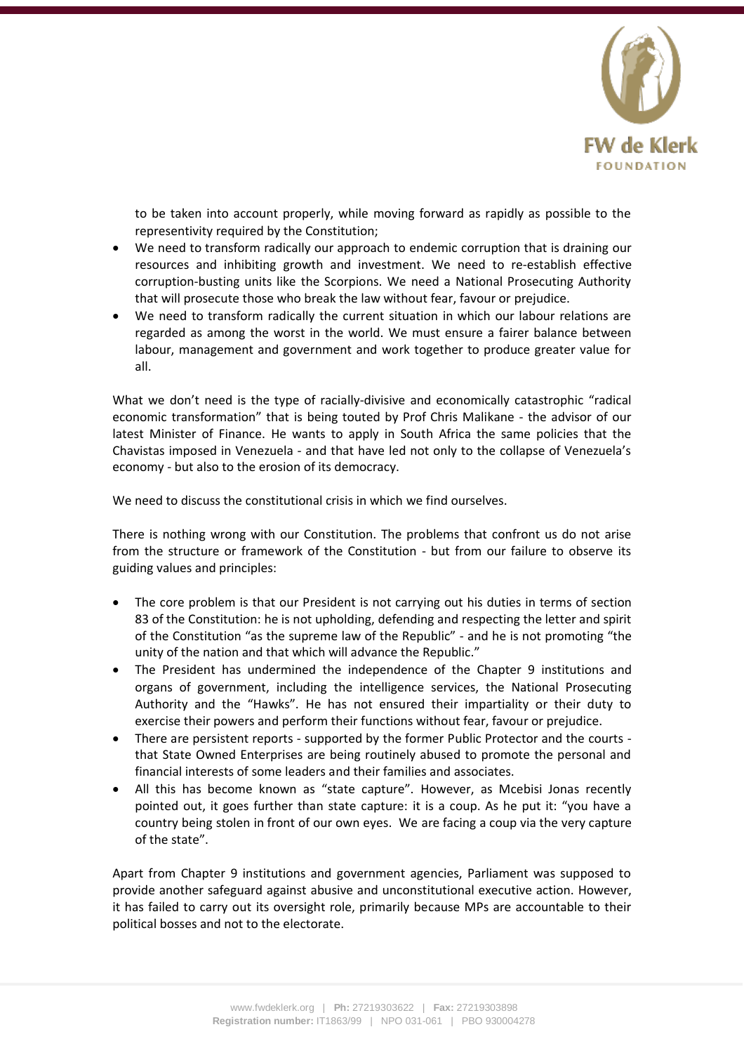to be taken into account properly, while moving forward as rapidly as possible to the representivity required by the Constitution;

- We need to transform radically our approach to endemic corruption that is draining our resources and inhibiting growth and investment. We need to re-establish effective corruption-busting units like the Scorpions. We need a National Prosecuting Authority that will prosecute those who break the law without fear, favour or prejudice.
- We need to transform radically the current situation in which our labour relations are regarded as among the worst in the world. We must ensure a fairer balance between labour, management and government and work together to produce greater value for all.

What we don't need is the type of racially-divisive and economically catastrophic "radical economic transformation" that is being touted by Prof Chris Malikane - the advisor of our latest Minister of Finance. He wants to apply in South Africa the same policies that the Chavistas imposed in Venezuela - and that have led not only to the collapse of Venezuela's economy - but also to the erosion of its democracy.

We need to discuss the constitutional crisis in which we find ourselves.

There is nothing wrong with our Constitution. The problems that confront us do not arise from the structure or framework of the Constitution - but from our failure to observe its guiding values and principles:

- The core problem is that our President is not carrying out his duties in terms of section 83 of the Constitution: he is not upholding, defending and respecting the letter and spirit of the Constitution "as the supreme law of the Republic" - and he is not promoting "the unity of the nation and that which will advance the Republic."
- The President has undermined the independence of the Chapter 9 institutions and organs of government, including the intelligence services, the National Prosecuting Authority and the "Hawks". He has not ensured their impartiality or their duty to exercise their powers and perform their functions without fear, favour or prejudice.
- There are persistent reports - supported by the former Public Protector and the courts - that State Owned Enterprises are being routinely abused to promote the personal and financial interests of some leaders and their families and associates.
- All this has become known as "state capture". However, as Mcebisi Jonas recently pointed out, it goes further than state capture: it is a coup. As he put it: "you have a country being stolen in front of our own eyes. We are facing a coup via the very capture of the state".

Apart from Chapter 9 institutions and government agencies, Parliament was supposed to provide another safeguard against abusive and unconstitutional executive action. However, it has failed to carry out its oversight role, primarily because MPs are accountable to their political bosses and not to the electorate.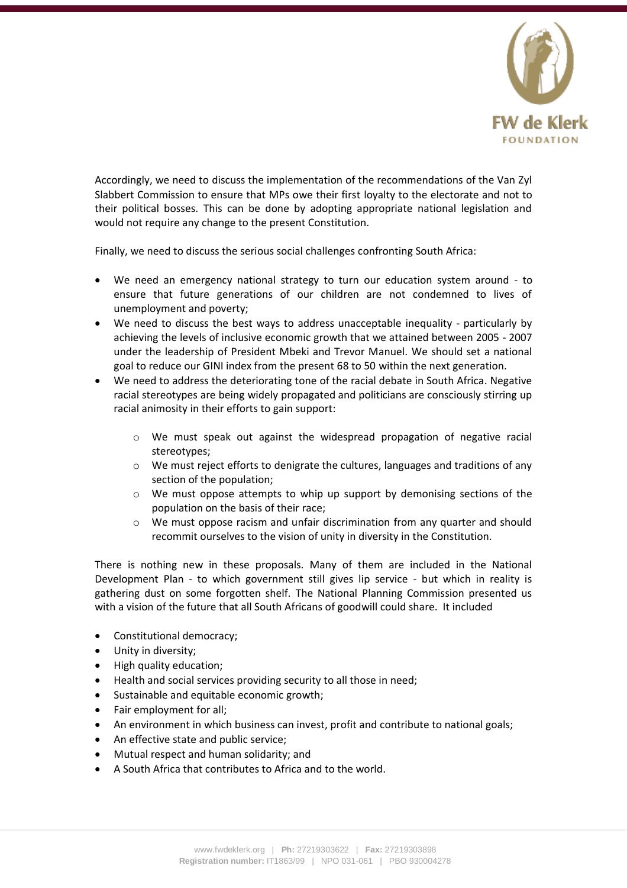Accordingly, we need to discuss the implementation of the recommendations of the Van Zyl Slabbert Commission to ensure that MPs owe their first loyalty to the electorate and not to their political bosses. This can be done by adopting appropriate national legislation and would not require any change to the present Constitution.

Finally, we need to discuss the serious social challenges confronting South Africa:

- We need an emergency national strategy to turn our education system around - to ensure that future generations of our children are not condemned to lives of unemployment and poverty;
- We need to discuss the best ways to address unacceptable inequality - particularly by achieving the levels of inclusive economic growth that we attained between 2005 - 2007 under the leadership of President Mbeki and Trevor Manuel. We should set a national goal to reduce our GINI index from the present 68 to 50 within the next generation.
- We need to address the deteriorating tone of the racial debate in South Africa. Negative racial stereotypes are being widely propagated and politicians are consciously stirring up racial animosity in their efforts to gain support:
    - We must speak out against the widespread propagation of negative racial stereotypes;
    - We must reject efforts to denigrate the cultures, languages and traditions of any section of the population;
    - We must oppose attempts to whip up support by demonising sections of the population on the basis of their race;
    - We must oppose racism and unfair discrimination from any quarter and should recommit ourselves to the vision of unity in diversity in the Constitution.

There is nothing new in these proposals. Many of them are included in the National Development Plan - to which government still gives lip service - but which in reality is gathering dust on some forgotten shelf. The National Planning Commission presented us with a vision of the future that all South Africans of goodwill could share. It included

- Constitutional democracy;
- Unity in diversity;
- High quality education;
- Health and social services providing security to all those in need;
- Sustainable and equitable economic growth;
- Fair employment for all;
- An environment in which business can invest, profit and contribute to national goals;
- An effective state and public service;
- Mutual respect and human solidarity; and
- A South Africa that contributes to Africa and to the world.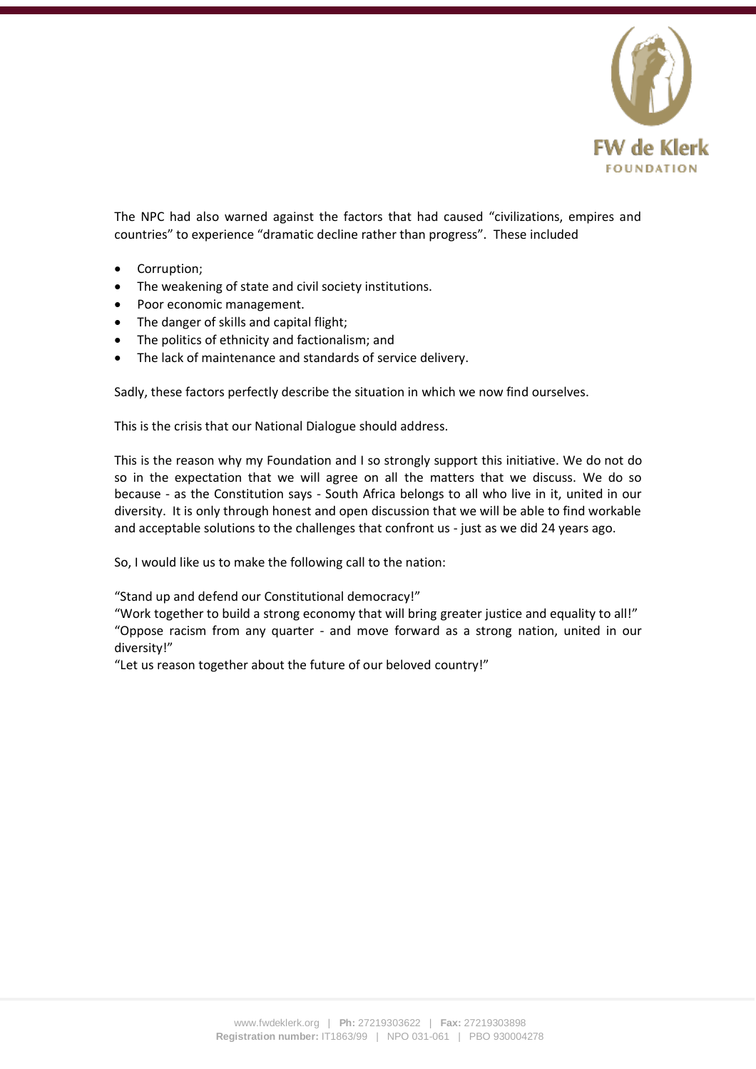The NPC had also warned against the factors that had caused "civilizations, empires and countries" to experience "dramatic decline rather than progress". These included

- Corruption;
- The weakening of state and civil society institutions.
- Poor economic management.
- The danger of skills and capital flight;
- The politics of ethnicity and factionalism; and
- The lack of maintenance and standards of service delivery.

Sadly, these factors perfectly describe the situation in which we now find ourselves.

This is the crisis that our National Dialogue should address.

This is the reason why my Foundation and I so strongly support this initiative. We do not do so in the expectation that we will agree on all the matters that we discuss. We do so because - as the Constitution says - South Africa belongs to all who live in it, united in our diversity. It is only through honest and open discussion that we will be able to find workable and acceptable solutions to the challenges that confront us - just as we did 24 years ago.

So, I would like us to make the following call to the nation:

"Stand up and defend our Constitutional democracy!"
"Work together to build a strong economy that will bring greater justice and equality to all!"
"Oppose racism from any quarter - and move forward as a strong nation, united in our diversity!"
"Let us reason together about the future of our beloved country!"